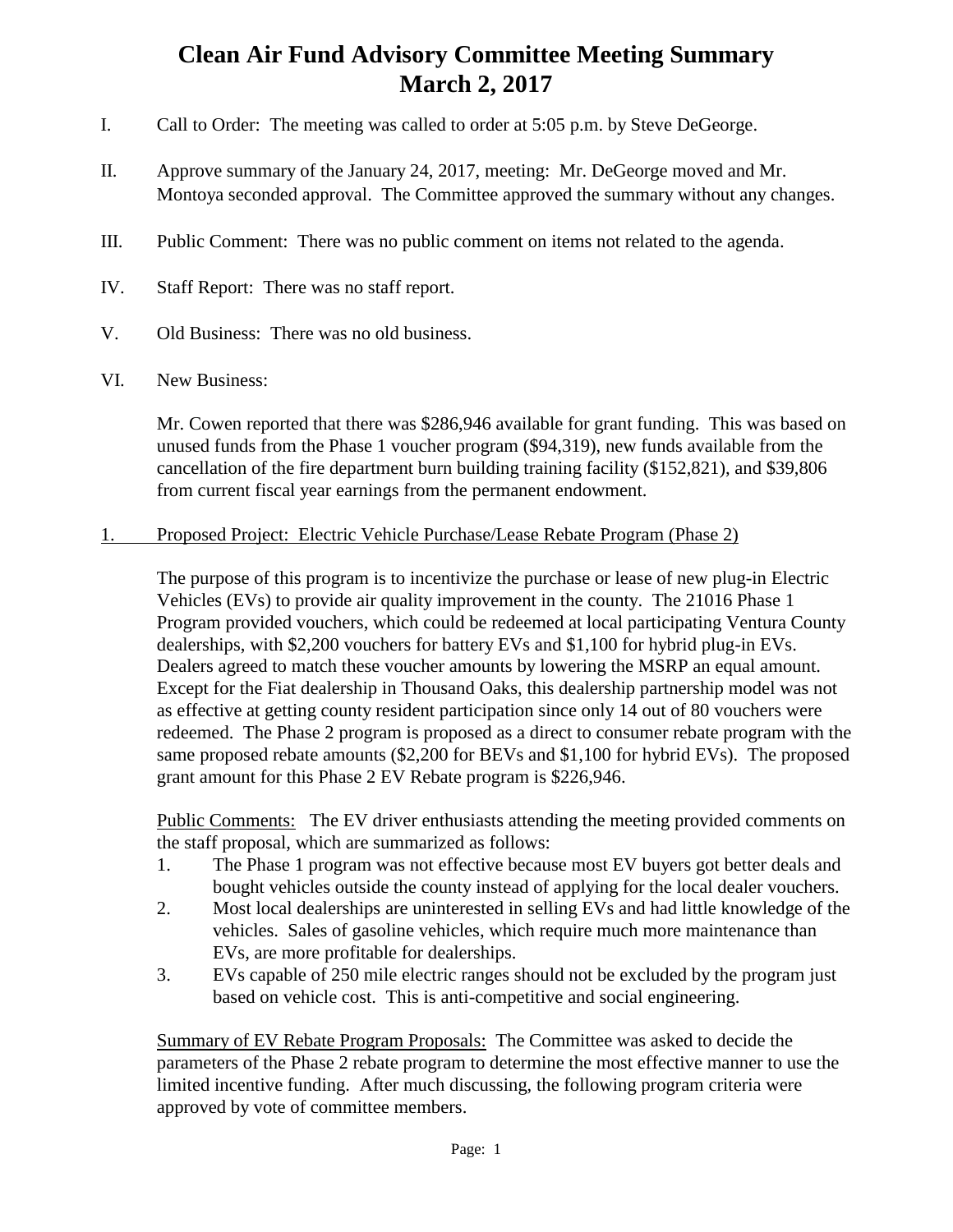# Clean Air Fund Advisory Committee Meeting Summary
# March 2, 2017

I. Call to Order: The meeting was called to order at 5:05 p.m. by Steve DeGeorge.

II. Approve summary of the January 24, 2017, meeting: Mr. DeGeorge moved and Mr. Montoya seconded approval. The Committee approved the summary without any changes.

III. Public Comment: There was no public comment on items not related to the agenda.

IV. Staff Report: There was no staff report.

V. Old Business: There was no old business.

VI. New Business:

Mr. Cowen reported that there was $286,946 available for grant funding. This was based on unused funds from the Phase 1 voucher program ($94,319), new funds available from the cancellation of the fire department burn building training facility ($152,821), and $39,806 from current fiscal year earnings from the permanent endowment.

1. Proposed Project: Electric Vehicle Purchase/Lease Rebate Program (Phase 2)

The purpose of this program is to incentivize the purchase or lease of new plug-in Electric Vehicles (EVs) to provide air quality improvement in the county. The 21016 Phase 1 Program provided vouchers, which could be redeemed at local participating Ventura County dealerships, with $2,200 vouchers for battery EVs and $1,100 for hybrid plug-in EVs. Dealers agreed to match these voucher amounts by lowering the MSRP an equal amount. Except for the Fiat dealership in Thousand Oaks, this dealership partnership model was not as effective at getting county resident participation since only 14 out of 80 vouchers were redeemed. The Phase 2 program is proposed as a direct to consumer rebate program with the same proposed rebate amounts ($2,200 for BEVs and $1,100 for hybrid EVs). The proposed grant amount for this Phase 2 EV Rebate program is $226,946.

Public Comments: The EV driver enthusiasts attending the meeting provided comments on the staff proposal, which are summarized as follows:

1. The Phase 1 program was not effective because most EV buyers got better deals and bought vehicles outside the county instead of applying for the local dealer vouchers.
2. Most local dealerships are uninterested in selling EVs and had little knowledge of the vehicles. Sales of gasoline vehicles, which require much more maintenance than EVs, are more profitable for dealerships.
3. EVs capable of 250 mile electric ranges should not be excluded by the program just based on vehicle cost. This is anti-competitive and social engineering.

Summary of EV Rebate Program Proposals: The Committee was asked to decide the parameters of the Phase 2 rebate program to determine the most effective manner to use the limited incentive funding. After much discussing, the following program criteria were approved by vote of committee members.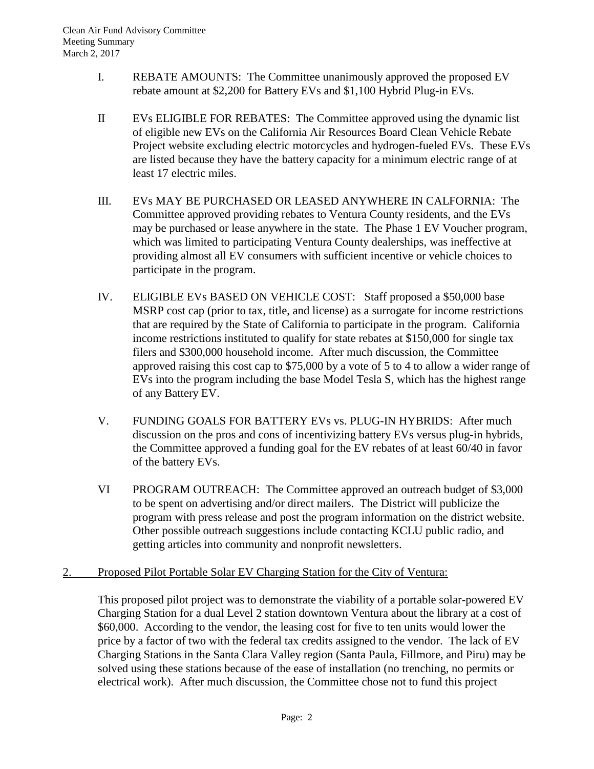I. REBATE AMOUNTS: The Committee unanimously approved the proposed EV rebate amount at $2,200 for Battery EVs and $1,100 Hybrid Plug-in EVs.

II EVs ELIGIBLE FOR REBATES: The Committee approved using the dynamic list of eligible new EVs on the California Air Resources Board Clean Vehicle Rebate Project website excluding electric motorcycles and hydrogen-fueled EVs. These EVs are listed because they have the battery capacity for a minimum electric range of at least 17 electric miles.

III. EVs MAY BE PURCHASED OR LEASED ANYWHERE IN CALFORNIA: The Committee approved providing rebates to Ventura County residents, and the EVs may be purchased or lease anywhere in the state. The Phase 1 EV Voucher program, which was limited to participating Ventura County dealerships, was ineffective at providing almost all EV consumers with sufficient incentive or vehicle choices to participate in the program.

IV. ELIGIBLE EVs BASED ON VEHICLE COST: Staff proposed a $50,000 base MSRP cost cap (prior to tax, title, and license) as a surrogate for income restrictions that are required by the State of California to participate in the program. California income restrictions instituted to qualify for state rebates at $150,000 for single tax filers and $300,000 household income. After much discussion, the Committee approved raising this cost cap to $75,000 by a vote of 5 to 4 to allow a wider range of EVs into the program including the base Model Tesla S, which has the highest range of any Battery EV.

V. FUNDING GOALS FOR BATTERY EVs vs. PLUG-IN HYBRIDS: After much discussion on the pros and cons of incentivizing battery EVs versus plug-in hybrids, the Committee approved a funding goal for the EV rebates of at least 60/40 in favor of the battery EVs.

VI PROGRAM OUTREACH: The Committee approved an outreach budget of $3,000 to be spent on advertising and/or direct mailers. The District will publicize the program with press release and post the program information on the district website. Other possible outreach suggestions include contacting KCLU public radio, and getting articles into community and nonprofit newsletters.

2. Proposed Pilot Portable Solar EV Charging Station for the City of Ventura:

This proposed pilot project was to demonstrate the viability of a portable solar-powered EV Charging Station for a dual Level 2 station downtown Ventura about the library at a cost of $60,000. According to the vendor, the leasing cost for five to ten units would lower the price by a factor of two with the federal tax credits assigned to the vendor. The lack of EV Charging Stations in the Santa Clara Valley region (Santa Paula, Fillmore, and Piru) may be solved using these stations because of the ease of installation (no trenching, no permits or electrical work). After much discussion, the Committee chose not to fund this project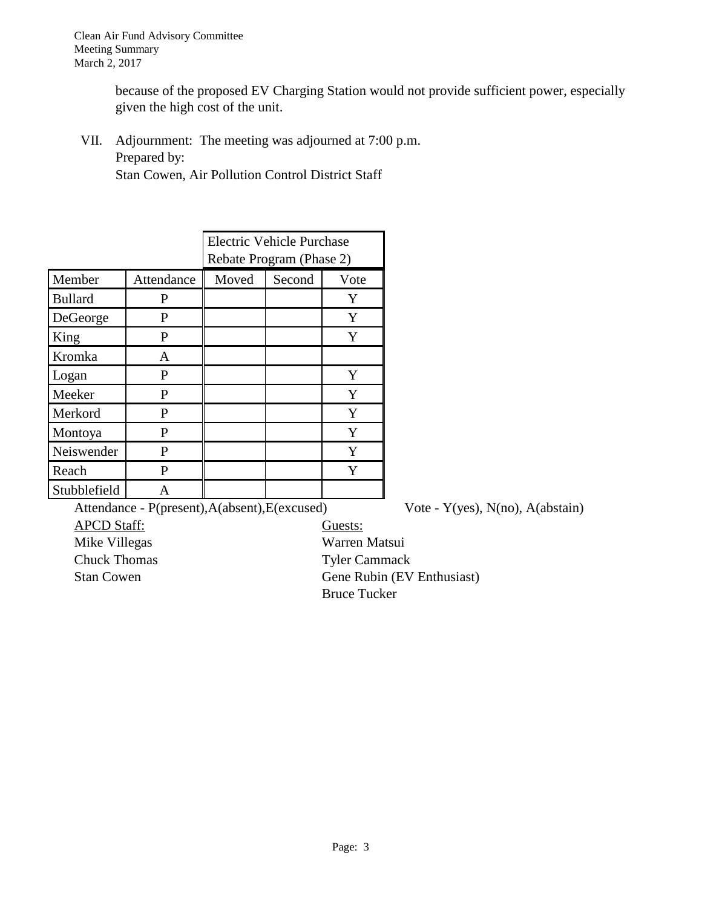because of the proposed EV Charging Station would not provide sufficient power, especially given the high cost of the unit.

VII. Adjournment: The meeting was adjourned at 7:00 p.m.
Prepared by:
Stan Cowen, Air Pollution Control District Staff

| | | Electric Vehicle Purchase Rebate Program (Phase 2) | | |
|---|---|---|---|---|
| Member | Attendance | Moved | Second | Vote |
| Bullard | P | | | Y |
| DeGeorge | P | | | Y |
| King | P | | | Y |
| Kromka | A | | | |
| Logan | P | | | Y |
| Meeker | P | | | Y |
| Merkord | P | | | Y |
| Montoya | P | | | Y |
| Neiswender | P | | | Y |
| Reach | P | | | Y |
| Stubblefield | A | | | |

Attendance - P(present),A(absent),E(excused)    Vote - Y(yes), N(no), A(abstain)

APCD Staff:
Mike Villegas
Chuck Thomas
Stan Cowen

Guests:
Warren Matsui
Tyler Cammack
Gene Rubin (EV Enthusiast)
Bruce Tucker